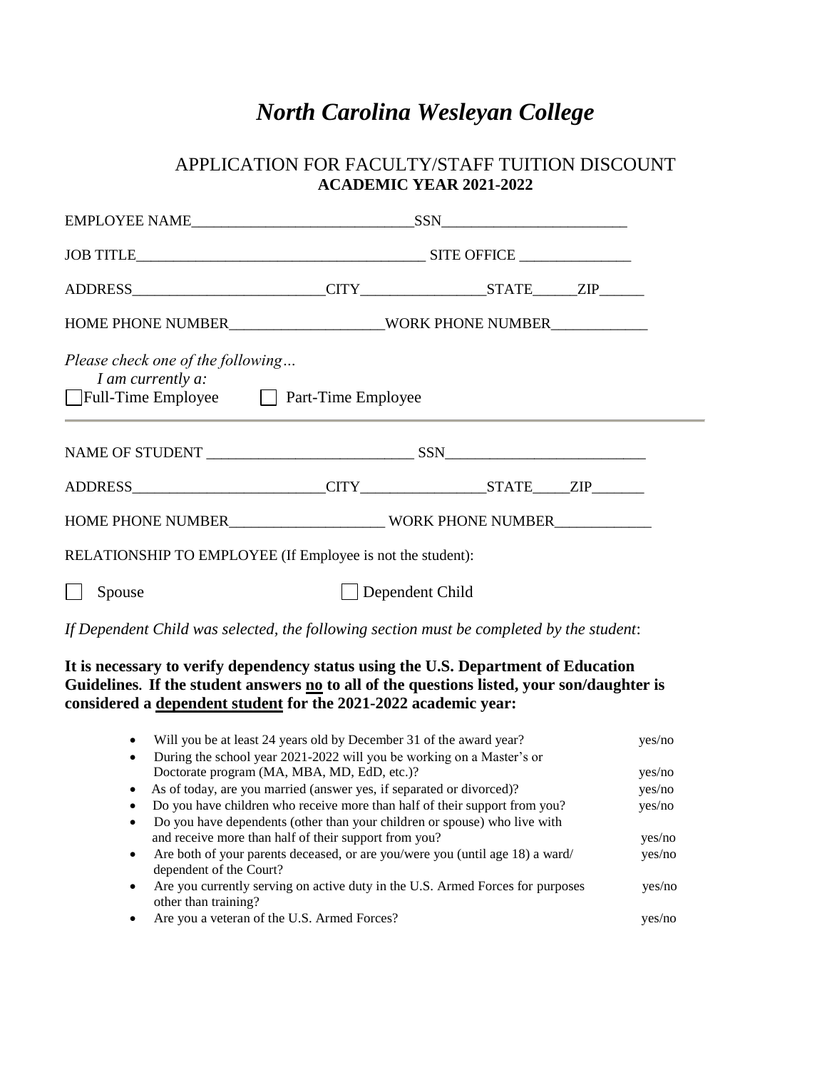# *North Carolina Wesleyan College*

## APPLICATION FOR FACULTY/STAFF TUITION DISCOUNT
**ACADEMIC YEAR 2021-2022**

EMPLOYEE NAME_____________________________SSN________________________

JOB TITLE______________________________________ SITE OFFICE _______________

ADDRESS_________________________CITY________________STATE______ZIP______

HOME PHONE NUMBER____________________WORK PHONE NUMBER_____________

*Please check one of the following…*
*I am currently a:*

☐ Full-Time Employee ☐ Part-Time Employee

---

NAME OF STUDENT ___________________________ SSN__________________________

ADDRESS_________________________CITY________________STATE_____ZIP_______

HOME PHONE NUMBER____________________ WORK PHONE NUMBER_____________

RELATIONSHIP TO EMPLOYEE (If Employee is not the student):

☐ Spouse ☐ Dependent Child

*If Dependent Child was selected, the following section must be completed by the student*:

**It is necessary to verify dependency status using the U.S. Department of Education Guidelines. If the student answers no to all of the questions listed, your son/daughter is considered a dependent student for the 2021-2022 academic year:**

- Will you be at least 24 years old by December 31 of the award year? yes/no
- During the school year 2021-2022 will you be working on a Master's or Doctorate program (MA, MBA, MD, EdD, etc.)? yes/no
- As of today, are you married (answer yes, if separated or divorced)? yes/no
- Do you have children who receive more than half of their support from you? yes/no
- Do you have dependents (other than your children or spouse) who live with and receive more than half of their support from you? yes/no
- Are both of your parents deceased, or are you/were you (until age 18) a ward/ dependent of the Court? yes/no
- Are you currently serving on active duty in the U.S. Armed Forces for purposes other than training? yes/no
- Are you a veteran of the U.S. Armed Forces? yes/no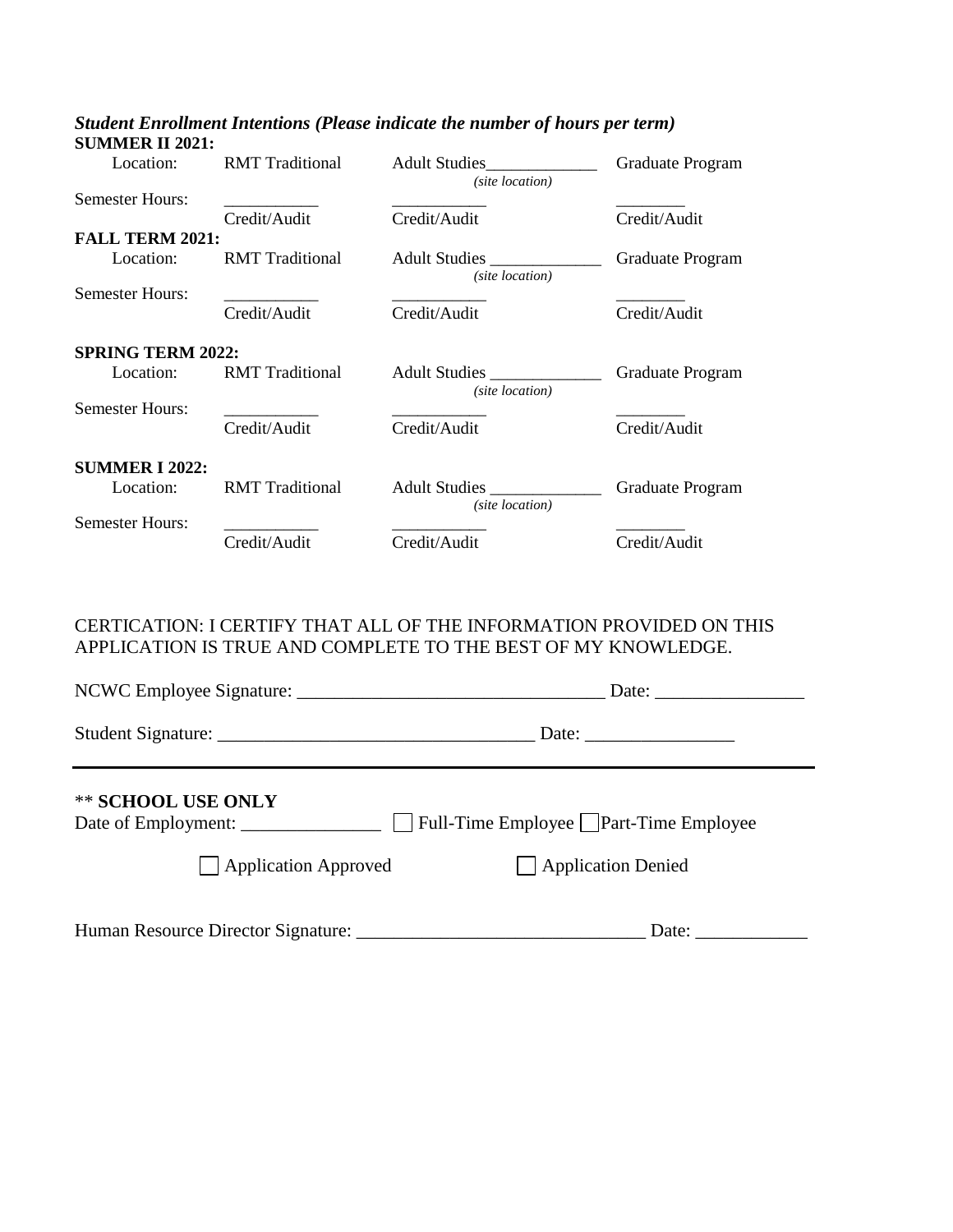***Student Enrollment Intentions (Please indicate the number of hours per term)***

**SUMMER II 2021:**

| Location: | RMT Traditional | Adult Studies_____________ *(site location)* | Graduate Program |
|---|---|---|---|
| Semester Hours: | ___________ Credit/Audit | ___________ Credit/Audit | ________ Credit/Audit |

**FALL TERM 2021:**

| Location: | RMT Traditional | Adult Studies _____________ *(site location)* | Graduate Program |
|---|---|---|---|
| Semester Hours: | ___________ Credit/Audit | ___________ Credit/Audit | ________ Credit/Audit |

**SPRING TERM 2022:**

| Location: | RMT Traditional | Adult Studies _____________ *(site location)* | Graduate Program |
|---|---|---|---|
| Semester Hours: | ___________ Credit/Audit | ___________ Credit/Audit | ________ Credit/Audit |

**SUMMER I 2022:**

| Location: | RMT Traditional | Adult Studies _____________ *(site location)* | Graduate Program |
|---|---|---|---|
| Semester Hours: | ___________ Credit/Audit | ___________ Credit/Audit | ________ Credit/Audit |

CERTICATION: I CERTIFY THAT ALL OF THE INFORMATION PROVIDED ON THIS APPLICATION IS TRUE AND COMPLETE TO THE BEST OF MY KNOWLEDGE.

NCWC Employee Signature: _________________________________ Date: ________________

Student Signature: _________________________________ Date: ________________

---

** **SCHOOL USE ONLY**

Date of Employment: _______________ ☐ Full-Time Employee ☐ Part-Time Employee

☐ Application Approved ☐ Application Denied

Human Resource Director Signature: ______________________________ Date: ____________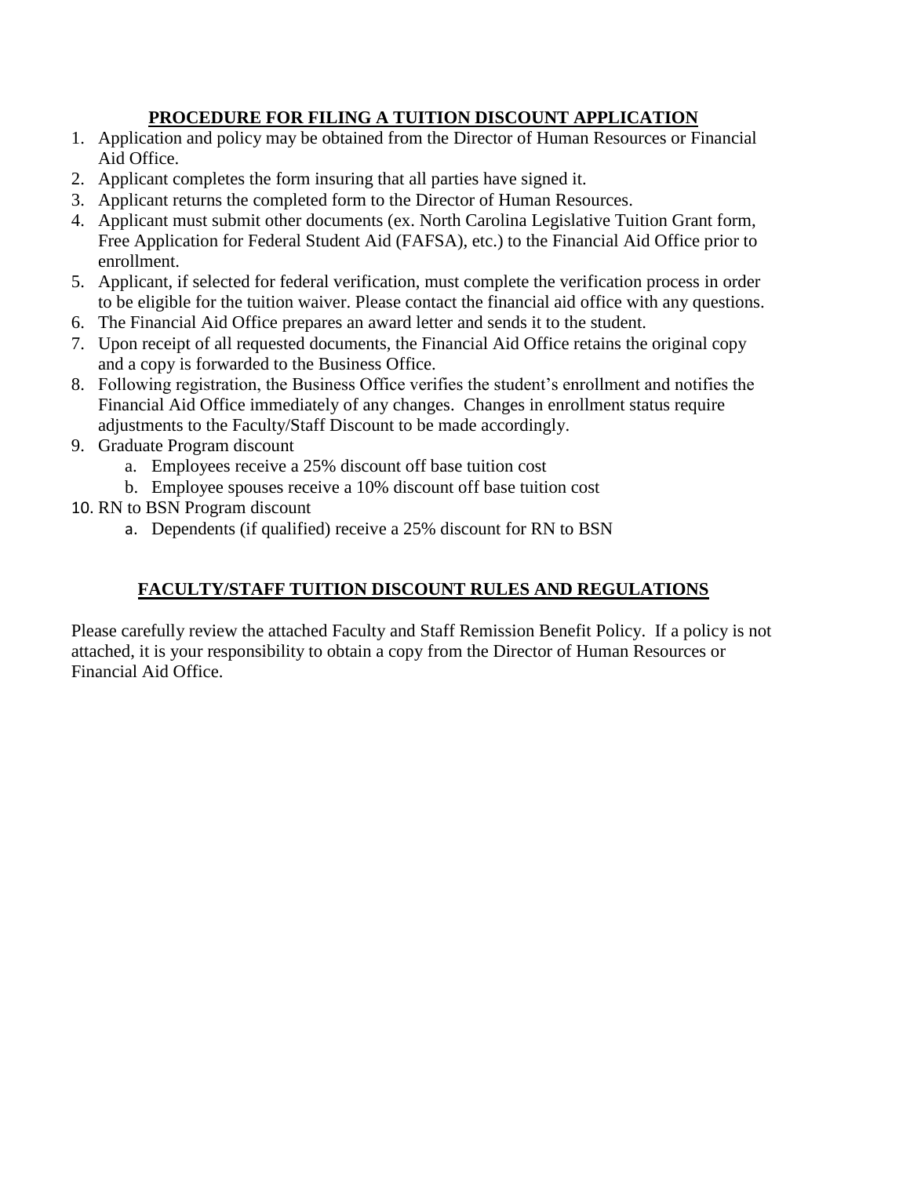## **PROCEDURE FOR FILING A TUITION DISCOUNT APPLICATION**

1. Application and policy may be obtained from the Director of Human Resources or Financial Aid Office.
2. Applicant completes the form insuring that all parties have signed it.
3. Applicant returns the completed form to the Director of Human Resources.
4. Applicant must submit other documents (ex. North Carolina Legislative Tuition Grant form, Free Application for Federal Student Aid (FAFSA), etc.) to the Financial Aid Office prior to enrollment.
5. Applicant, if selected for federal verification, must complete the verification process in order to be eligible for the tuition waiver. Please contact the financial aid office with any questions.
6. The Financial Aid Office prepares an award letter and sends it to the student.
7. Upon receipt of all requested documents, the Financial Aid Office retains the original copy and a copy is forwarded to the Business Office.
8. Following registration, the Business Office verifies the student's enrollment and notifies the Financial Aid Office immediately of any changes. Changes in enrollment status require adjustments to the Faculty/Staff Discount to be made accordingly.
9. Graduate Program discount
   a. Employees receive a 25% discount off base tuition cost
   b. Employee spouses receive a 10% discount off base tuition cost
10. RN to BSN Program discount
    a. Dependents (if qualified) receive a 25% discount for RN to BSN

## **FACULTY/STAFF TUITION DISCOUNT RULES AND REGULATIONS**

Please carefully review the attached Faculty and Staff Remission Benefit Policy. If a policy is not attached, it is your responsibility to obtain a copy from the Director of Human Resources or Financial Aid Office.